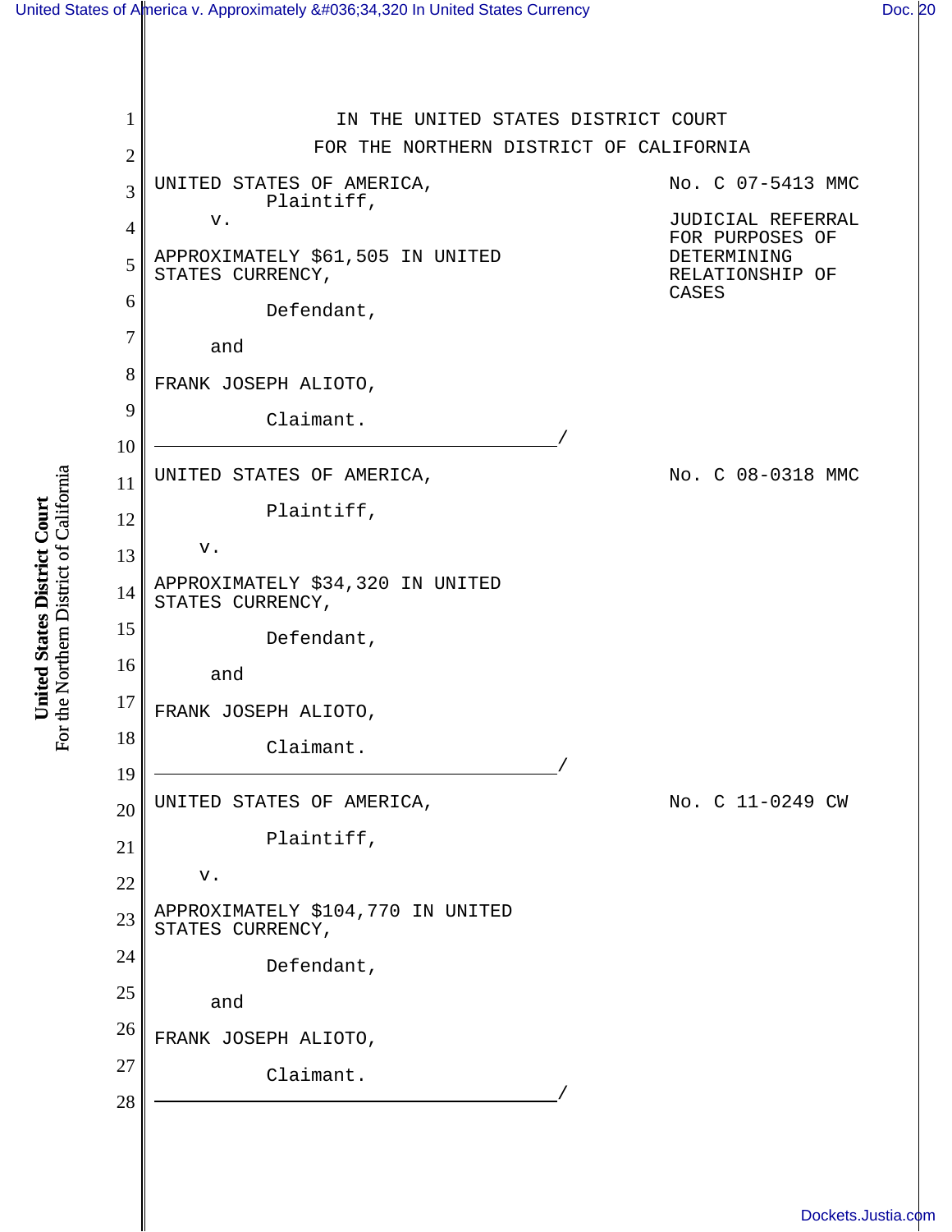IN THE UNITED STATES DISTRICT COURT

FOR THE NORTHERN DISTRICT OF CALIFORNIA

UNITED STATES OF AMERICA,
Plaintiff,

v.

APPROXIMATELY $61,505 IN UNITED STATES CURRENCY,

Defendant,

and

FRANK JOSEPH ALIOTO,

Claimant.

No. C 07-5413 MMC

JUDICIAL REFERRAL FOR PURPOSES OF DETERMINING RELATIONSHIP OF CASES

---

UNITED STATES OF AMERICA,

Plaintiff,

v.

APPROXIMATELY $34,320 IN UNITED STATES CURRENCY,

Defendant,

and

FRANK JOSEPH ALIOTO,

Claimant.

No. C 08-0318 MMC

---

UNITED STATES OF AMERICA,

Plaintiff,

v.

APPROXIMATELY $104,770 IN UNITED STATES CURRENCY,

Defendant,

and

FRANK JOSEPH ALIOTO,

Claimant.

No. C 11-0249 CW

---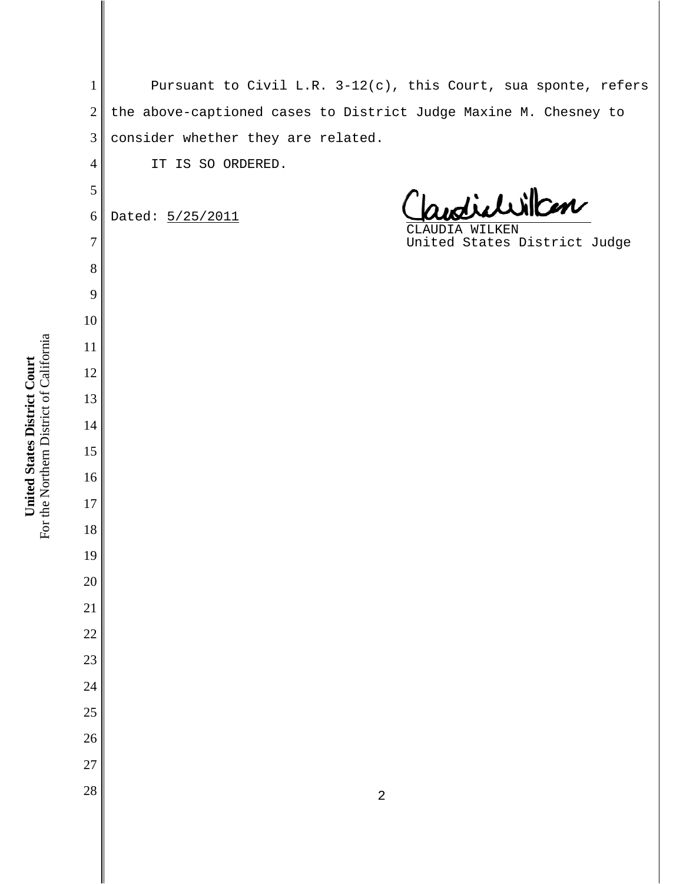Pursuant to Civil L.R. 3-12(c), this Court, sua sponte, refers the above-captioned cases to District Judge Maxine M. Chesney to consider whether they are related.

IT IS SO ORDERED.

Dated: 5/25/2011

CLAUDIA WILKEN
United States District Judge